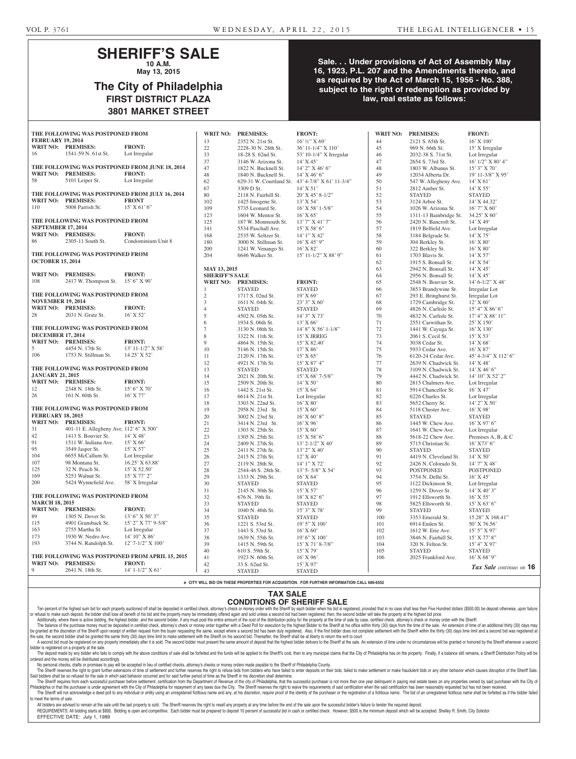# SHERIFF'S SALE

**10 A.M.**
**May 13, 2015**

## The City of Philadelphia
**FIRST DISTRICT PLAZA**
**3801 MARKET STREET**

**Sale. . . Under provisions of Act of Assembly May 16, 1923, P.L. 207 and the Amendments thereto, and as required by the Act of March 15, 1956 - No. 388, subject to the right of redemption as provided by law, real estate as follows:**

**THE FOLLOWING WAS POSTPONED FROM FEBRUARY 19, 2014**

| WRIT NO: | PREMISES: | FRONT: |
|---|---|---|
| 16 | 1541-59 N. 61st St. | Lot Irregular |

**THE FOLLOWING WAS POSTPONED FROM JUNE 18, 2014**

| WRIT NO: | PREMISES: | FRONT: |
|---|---|---|
| 58 | 5101 Leiper St. | Lot Irregular |

**THE FOLLOWING WAS POSTPONED FROM JULY 16, 2014**

| WRIT NO: | PREMISES: | FRONT |
|---|---|---|
| 110 | 5008 Parrish St. | 15' X 61' 6" |

**THE FOLLOWING WAS POSTPONED FROM SEPTEMBER 17, 2014**

| WRIT NO: | PREMISES: | FRONT: |
|---|---|---|
| 86 | 2305-11 South St. | Condominium Unit 8 |

**THE FOLLOWING WAS POSTPONED FROM OCTOBER 15, 2014**

| WRIT NO: | PREMISES: | FRONT: |
|---|---|---|
| 108 | 2417 W. Thompson St. | 15' 6" X 90' |

**THE FOLLOWING WAS POSTPONED FROM NOVEMBER 19, 2014**

| WRIT NO: | PREMISES: | FRONT: |
|---|---|---|
| 28 | 2031 N. Gratz St. | 16' X 52' |

**THE FOLLOWING WAS POSTPONED FROM DECEMBER 17, 2014**

| WRIT NO: | PREMISES: | FRONT: |
|---|---|---|
| 5 | 4454 N. 17th St. | 13' 11-1/2" X 58' |
| 106 | 1753 N. Stillman St. | 14.25' X 52' |

**THE FOLLOWING WAS POSTPONED FROM JANUARY 21, 2015**

| WRIT NO: | PREMISES: | FRONT: |
|---|---|---|
| 12 | 2348 N. 18th St. | 15' 6" X 70' |
| 26 | 161 N. 60th St. | 16' X 77' |

**THE FOLLOWING WAS POSTPONED FROM FEBRUARY 18, 2015**

| WRIT NO: | PREMISES: | FRONT: |
|---|---|---|
| 31 | 401-11 E. Allegheny Ave. | 112' 6" X 500' |
| 42 | 1413 S. Bouvier St. | 14' X 48' |
| 91 | 1511 W. Indiana Ave. | 15' X 66' |
| 95 | 3549 Jasper St. | 15' X 57' |
| 104 | 6655 McCallum St. | Lot Irregular |
| 107 | 98 Montana St. | 16.25' X 63.88' |
| 125 | 32 N. Peach St. | 15' X 52.50' |
| 169 | 5253 Walnut St. | 15' X 77' 2" |
| 200 | 5424 Wynnefield Ave. | 58' X Irregular |

**THE FOLLOWING WAS POSTPONED FROM MARCH 18, 2015**

| WRIT NO: | PREMISES: | FRONT: |
|---|---|---|
| 89 | 1305 N. Dover St. | 13' 6" X 50' 3" |
| 115 | 4901 Gransback St. | 15' 2" X 77' 9-5/8" |
| 163 | 2755 Martha St. | Lot Irregular |
| 173 | 1930 W. Nedro Ave. | 14' 10" X 86' |
| 193 | 3744 N. Randolph St. | 12' 7-1/2" X 100' |

**THE FOLLOWING WAS POSTPONED FROM APRIL 15, 2015**

| WRIT NO: | PREMISES: | FRONT: |
|---|---|---|
| 9 | 2641 N. 18th St. | 14' 1-1/2" X 61' |
| 13 | 2352 N. 21st St. | 16' ½" X 69' |
| 22 | 2228-30 N. 28th St. | 36' 11-1/4" X 110' |
| 33 | 18-28 S. 62nd St. | 53' 10-1/4" X Irregular |
| 37 | 3146 W. Arizona St. | 14' X 45' |
| 47 | 1822 N. Bucknell St. | 14' 2" X 46' 6" |
| 48 | 1840 N. Bucknell St. | 14' X 46' 6" |
| 62 | 629-31 W. Courtland St. | 43' 4-7/8" X 61' 11-3/4" |
| 67 | 3309 D St. | 14' X 51' |
| 80 | 2118 N. Fairhill St. | 20' X 45' 8-1/2" |
| 102 | 1425 Imogene St. | 13' X 54' |
| 109 | 5735 Leonard St. | 16' X 58' 1-5/8" |
| 123 | 1604 W. Mentor St. | 16' X 65' |
| 125 | 187 W. Monmouth St. | 13' 7" X 41' 7" |
| 141 | 5534 Paschall Ave. | 15' X 58' 6" |
| 168 | 2535 W. Seltzer St. | 14' 1" X 42' |
| 180 | 3000 N. Stillman St. | 16' X 45' 9" |
| 200 | 1241 W. Venango St. | 16' X 82' |
| 204 | 6646 Walker St. | 15' 11-1/2" X 88' 9" |

**MAY 13, 2015**
**SHERIFF'S SALE**

| WRIT NO: | PREMISES: | FRONT: |
|---|---|---|
| 1 | STAYED | STAYED |
| 2 | 1717 S. 02nd St. | 19' X 69' |
| 3 | 1611 N. 04th St. | 23' 3" X 60' |
| 4 | STAYED | STAYED |
| 5 | 4502 N. 05th St. | 14' 3" X 73' |
| 6 | 1934 S. 06th St. | 13' X 66' |
| 7 | 3130 N. 08th St. | 14' 8" X 56' 1-1/8" |
| 8 | 3322 N. 11th St. | 15' X IRREG |
| 9 | 4864 N. 15th St. | 15' X 82.40' |
| 10 | 5146 N. 15th St. | 17' X 86' |
| 11 | 2120 N. 17th St. | 15' X 65' |
| 12 | 4921 N. 17th St. | 15' X 87' 4" |
| 13 | STAYED | STAYED |
| 14 | 2021 N. 20th St. | 15' X 68' 7-5/8" |
| 15 | 2509 N. 20th St. | 14' X 50' |
| 16 | 1442 S. 21st St. | 15' X 64' |
| 17 | 6614 N. 21st St. | Lot Irregular |
| 18 | 3303 N. 22nd St. | 16' X 80' |
| 19 | 2958 N. 23rd St. | 15' X 60' |
| 20 | 3002 N. 23rd St. | 16' X 60' 8" |
| 21 | 3414 N. 23rd St. | 16' X 96' |
| 22 | 1303 N. 25th St. | 15' X 60' |
| 23 | 1305 N. 25th St. | 15' X 58' 6" |
| 24 | 2409 N. 27th St. | 13' 2-1/2" X 40' |
| 25 | 2411 N. 27th St. | 13' 2" X 40' |
| 26 | 2415 N. 27th St. | 12' X 40' |
| 27 | 2119 N. 28th St. | 14' 1" X 72' |
| 28 | 2544-46 S. 28th St. | 13' 5- 5/8" X 54' |
| 29 | 1333 N. 29th St. | 16' X 64' |
| 30 | STAYED | STAYED |
| 31 | 2145 N. 30th St. | 15' X 57' |
| 32 | 676 N. 39th St. | 18' X 82' 6" |
| 33 | STAYED | STAYED |
| 34 | 1040 N. 46th St. | 15' 3" X 78' |
| 35 | STAYED | STAYED |
| 36 | 1221 S. 53rd St. | 19' 5" X 100' |
| 37 | 1443 S. 53rd St. | 16' X 60' |
| 38 | 1639 N. 55th St. | 19' 6" X 100' |
| 39 | 1415 N. 59th St. | 15' X 71' 8-7/8" |
| 40 | 610 S. 59th St. | 15' X 79' |
| 41 | 1923 N. 60th St. | 16' X 96' |
| 42 | 33 S. 62nd St. | 15' X 97' |
| 43 | STAYED | STAYED |
| 44 | 2121 S. 65th St. | 16' X 100' |
| 45 | 969 N. 66th St. | 15' X Irregular |
| 46 | 2032-38 S. 71st St. | Lot Irregular |
| 47 | 2654 S. 73rd St. | 16' 1/2" X 80' 4" |
| 48 | 1803 W. Albanus St. | 15' 3" X 70' |
| 49 | 12034 Alberta Dr. | 19' 11-3/8" X 95' |
| 50 | 547 W. Allegheny Ave. | 14' X 61' |
| 51 | 2812 Amber St. | 14' X 55' |
| 52 | STAYED | STAYED |
| 53 | 3124 Arbor St. | 14' X 44.32' |
| 54 | 1026 W. Arizona St. | 16' 7" X 60' |
| 55 | 1311-13 Bainbridge St. | 34.25' X 60' |
| 56 | 2420 N. Bancroft St. | 14' X 49' |
| 57 | 1819 Belfield Ave. | Lot Irregular |
| 58 | 3184 Belgrade St. | 14' X 75' |
| 59 | 304 Berkley St. | 16' X 80' |
| 60 | 322 Berkley St. | 16' X 80' |
| 61 | 1703 Blavis St. | 14' X 57' |
| 62 | 1915 S. Bonsall St. | 14' X 54' |
| 63 | 2942 N. Bonsall St. | 14' X 45' |
| 64 | 2956 N. Bonsall St. | 14' X 45' |
| 65 | 2548 N. Bouvier St. | 14' 6-1/2" X 48' |
| 66 | 3853 Brandywine St. | Irregular Lot |
| 67 | 293 E. Bringhurst St. | Irregular Lot |
| 68 | 1729 Cambridge St. | 12' X 60' |
| 69 | 4826 N. Carlisle St. | 15' 4" X 86' 6" |
| 70 | 4832 N. Carlisle St. | 17' 4" X 88' 11" |
| 71 | 2551 Carwithan St. | 25' X 150' |
| 72 | 1441 W. Cayuga St. | 16' X 130' |
| 73 | 2061 S. Cecil St. | 15' X 53' |
| 74 | 3038 Cedar St. | 14' X 68' |
| 75 | 5933 Cedar Ave. | 16' X 87' |
| 76 | 6120-24 Cedar Ave. | 45' 4-3/4" X 112' 6" |
| 77 | 2639 N. Chadwick St. | 14' X 48' |
| 78 | 3109 N. Chadwick St. | 14' X 46' 6" |
| 79 | 4442 N. Chadwick St. | 14' 10" X 52' 2" |
| 80 | 2815 Chalmers Ave. | Lot Irregular |
| 81 | 5914 Chancellor St. | 16' X 47' |
| 82 | 6226 Charles St. | Lot Irregular |
| 83 | 5652 Cherry St. | 14' 2" X 50' |
| 84 | 5118 Chester Ave. | 16' X 98' |
| 85 | STAYED | STAYED |
| 86 | 1445 W. Chew Ave. | 16' X 97' 6" |
| 87 | 1641 W. Chew Ave. | Lot Irregular |
| 88 | 5618-22 Chew Ave. | Premises A, B, & C |
| 89 | 5715 Christian St. | 16' X73' 6" |
| 90 | STAYED | STAYED |
| 91 | 4419 N. Cleveland St. | 14' X 50' |
| 92 | 2426 N. Colorado St. | 14' 7" X 48' |
| 93 | POSTPONED | POSTPONED |
| 94 | 3754 N. Delhi St. | 16' X 45' |
| 95 | 1122 Dickinson St. | Lot Irregular |
| 96 | 1259 N. Dover St. | 14' X 40' 3" |
| 97 | 1912 Ellsworth St. | 16' X 55' |
| 98 | 5825 Ellsworth St. | 15' X 63' 6" |
| 99 | STAYED | STAYED |
| 100 | 3353 Emerald St. | 15.28" X 168.41" |
| 101 | 6914 Emlen St. | 50' X 76.56' |
| 102 | 1612 W. Erie Ave. | 15' 5" X 97' |
| 103 | 3846 N. Fairhill St. | 15' X 77' 8" |
| 104 | 320 N. Felton St. | 15' 4" X 97' |
| 105 | STAYED | STAYED |
| 106 | 2025 Frankford Ave. | 16' X 68' 9" |

*Tax Sale continues on* **16**

**e CITY WILL BID ON THESE PROPERTIES FOR ACQUISITION. FOR FURTHER INFORMATION CALL 686-6552**

## TAX SALE
## CONDITIONS OF SHERIFF SALE

Ten percent of the highest sum bid for each property auctioned off shall be deposited in certified check, attorney's check or money order with the Sheriff by each bidder when his bid is registered, provided that in no case shall less then Five Hundred dollars ($500.00) be deposit otherwise, upon failure or refusal to make such deposit, the bidder shall lose all benefit of his bid and the property many be immediately offered again and sold unless a second bid had been registered, then, the second bidder will take the property at the highest bid price.

Additionally, where there is active bidding, the highest bidder, and the second bidder, if any must post the entire amount of the cost of the distribution policy for the property at the time of sale by case, certified check, attorney's check or money order with the Sheriff.

The balance of the purchase money must be deposited in certified check, attorney's check or money order together with a Deed Poll for execution by the highest Bidder to the Sheriff at his office within thirty (30) days from the time of the sale. An extension of time of an additional thirty (30) days may be granted at the discretion of the Sheriff upon receipt of written request from the buyer requesting the same, except where a second bid has been duly registered, Also, if the first bidder does not complete settlement with the Sheriff within the thirty (30) days time limit and a second bid was registered at the sale, the second bidder shall be granted the same thirty (30) days time limit to make settlement with the Sheriff on his second bid. Thereafter, the Sheriff shall be at liberty to return the writ to court

A second bid must be registered on any property immediately after it is sold. The second bidder must present the same amount of deposit that the highest bidder delivers to the Sheriff at the sale. An extension of time under no circumstances will be granted or honored by the Sheriff whenever a second bidder is registered on a property at the sale.

The deposit made by any bidder who fails to comply with the above conditions of sale shall be forfeited and the funds will be applied to the Sheriff's cost, then to any municipal claims that the City of Philadelphia has on the property. Finally, if a balance still remains, a Sheriff Distribution Policy will be ordered and the money will be distributed accordingly.

No personal checks, drafts or promises to pay will be accepted in lieu of certified checks, attorney's checks or money orders made payable to the Sheriff of Philadelphia County.

The Sheriff reserves the right to grant further extensions of time of settlement and further reserves the right to refuse bids from bidders who have failed to enter deposits on their bids, failed to make settlement or make fraudulent bids or any other behavior which causes disruption of the Sheriff Sale. Said bidders shall be so refused for the sale in which said behavior occurred and for said further period of time as the Sheriff in his discretion shall determine.

The Sheriff requires from each successful purchaser before settlement, certification from the Department of Revenue of the city of Philadelphia, that the successful purchaser is not more than one year delinquent in paying real estate taxes on any properties owned by said purchaser with the City of Philadelphia or that the purchaser is under agreement with the City of Philadelphia for repayment of any taxes due the City. The Sheriff reserves the right to waive the requirements of said certification when the said certification has been reasonably requested but has not been received.

The Sheriff will not acknowledge a deed poll to any individual or entity using an unregistered fictitious name and any, at his discretion, require proof of the identity of the purchaser or the registration of a fictitious name. The bid of an unregistered fictitious name shall be forfeited as if the bidder failed to meet the terms of sale.

All bidders are advised to remain at the sale until the last property is sold. The Sheriff reserves the right to resell any property at any time before the end of the sale upon the successful bidder's failure to tender the required deposit.

REQUIREMENTS: All bidding starts at $800. Bidding is open and competitive. Each bidder must be prepared to deposit 10 percent of successful bid in cash or certified check. However, $500 is the minimum deposit which will be accepted. Shelley R. Smith, City Solicitor

EFFECTIVE DATE: July 1, 1989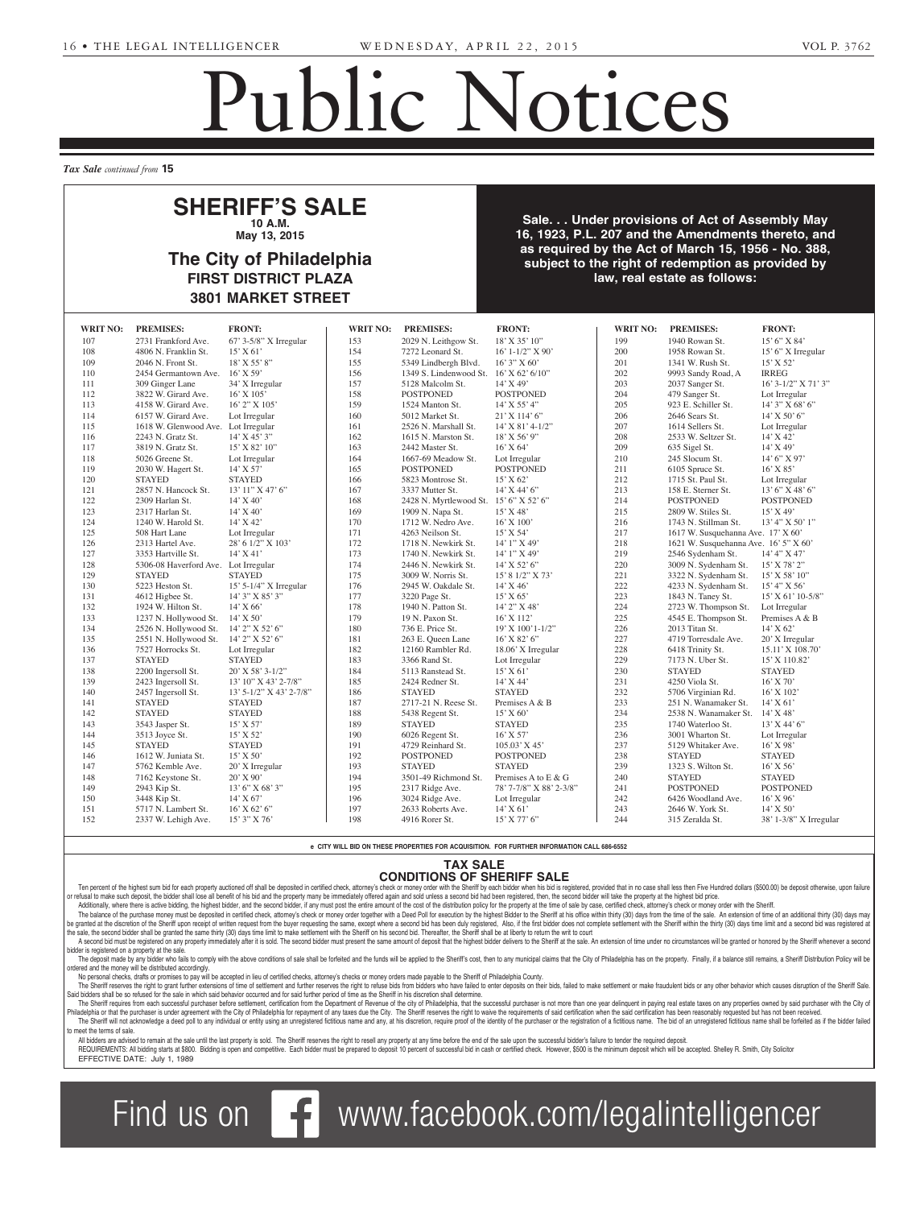# Public Notices

*Tax Sale continued from* **15**

## SHERIFF'S SALE

**10 A.M.**
**May 13, 2015**

### The City of Philadelphia
**FIRST DISTRICT PLAZA**
**3801 MARKET STREET**

**Sale. . . Under provisions of Act of Assembly May 16, 1923, P.L. 207 and the Amendments thereto, and as required by the Act of March 15, 1956 - No. 388, subject to the right of redemption as provided by law, real estate as follows:**

| WRIT NO: | PREMISES: | FRONT: |
|---|---|---|
| 107 | 2731 Frankford Ave. | 67' 3-5/8" X Irregular |
| 108 | 4806 N. Franklin St. | 15' X 61' |
| 109 | 2046 N. Front St. | 18' X 55' 8" |
| 110 | 2454 Germantown Ave. | 16' X 59' |
| 111 | 309 Ginger Lane | 34' X Irregular |
| 112 | 3822 W. Girard Ave. | 16' X 105' |
| 113 | 4158 W. Girard Ave. | 16' 2" X 105' |
| 114 | 6157 W. Girard Ave. | Lot Irregular |
| 115 | 1618 W. Glenwood Ave. | Lot Irregular |
| 116 | 2243 N. Gratz St. | 14' X 45' 3" |
| 117 | 3819 N. Gratz St. | 15' X 82' 10" |
| 118 | 5026 Greene St. | Lot Irregular |
| 119 | 2030 W. Hagert St. | 14' X 57' |
| 120 | STAYED | STAYED |
| 121 | 2857 N. Hancock St. | 13' 11" X 47' 6" |
| 122 | 2309 Harlan St. | 14' X 40' |
| 123 | 2317 Harlan St. | 14' X 40' |
| 124 | 1240 W. Harold St. | 14' X 42' |
| 125 | 508 Hart Lane | Lot Irregular |
| 126 | 2313 Hartel Ave. | 28' 6 1/2" X 103' |
| 127 | 3353 Hartville St. | 14' X 41' |
| 128 | 5306-08 Haverford Ave. | Lot Irregular |
| 129 | STAYED | STAYED |
| 130 | 5223 Heston St. | 15' 5-1/4" X Irregular |
| 131 | 4612 Higbee St. | 14' 3" X 85' 3" |
| 132 | 1924 W. Hilton St. | 14' X 66' |
| 133 | 1237 N. Hollywood St. | 14' X 50' |
| 134 | 2526 N. Hollywood St. | 14' 2" X 52' 6" |
| 135 | 2551 N. Hollywood St. | 14' 2" X 52' 6" |
| 136 | 7527 Horrocks St. | Lot Irregular |
| 137 | STAYED | STAYED |
| 138 | 2200 Ingersoll St. | 20' X 58' 3-1/2" |
| 139 | 2423 Ingersoll St. | 13' 10" X 43' 2-7/8" |
| 140 | 2457 Ingersoll St. | 13' 5-1/2" X 43' 2-7/8" |
| 141 | STAYED | STAYED |
| 142 | STAYED | STAYED |
| 143 | 3543 Jasper St. | 15' X 57' |
| 144 | 3513 Joyce St. | 15' X 52' |
| 145 | STAYED | STAYED |
| 146 | 1612 W. Juniata St. | 15' X 50' |
| 147 | 5762 Kemble Ave. | 20' X Irregular |
| 148 | 7162 Keystone St. | 20' X 90' |
| 149 | 2943 Kip St. | 13' 6" X 68' 3" |
| 150 | 3448 Kip St. | 14' X 67' |
| 151 | 5717 N. Lambert St. | 16' X 62' 6" |
| 152 | 2337 W. Lehigh Ave. | 15' 3" X 76' |
| 153 | 2029 N. Leithgow St. | 18' X 35' 10" |
| 154 | 7272 Leonard St. | 16' 1-1/2" X 90' |
| 155 | 5349 Lindbergh Blvd. | 16' 3" X 60' |
| 156 | 1349 S. Lindenwood St. | 16' X 62' 6/10" |
| 157 | 5128 Malcolm St. | 14' X 49' |
| 158 | POSTPONED | POSTPONED |
| 159 | 1524 Manton St. | 14' X 55' 4" |
| 160 | 5012 Market St. | 21' X 114' 6" |
| 161 | 2526 N. Marshall St. | 14' X 81' 4-1/2" |
| 162 | 1615 N. Marston St. | 18' X 56' 9" |
| 163 | 2442 Master St. | 16' X 64' |
| 164 | 1667-69 Meadow St. | Lot Irregular |
| 165 | POSTPONED | POSTPONED |
| 166 | 5823 Montrose St. | 15' X 62' |
| 167 | 3337 Mutter St. | 14' X 44' 6" |
| 168 | 2428 N. Myrtlewood St. | 15' 6" X 52' 6" |
| 169 | 1909 N. Napa St. | 15' X 48' |
| 170 | 1712 W. Nedro Ave. | 16' X 100' |
| 171 | 4263 Neilson St. | 15' X 54' |
| 172 | 1718 N. Newkirk St. | 14' 1" X 49' |
| 173 | 1740 N. Newkirk St. | 14' 1" X 49' |
| 174 | 2446 N. Newkirk St. | 14' X 52' 6" |
| 175 | 3009 W. Norris St. | 15' 8 1/2" X 73' |
| 176 | 2945 W. Oakdale St. | 14' X 46' |
| 177 | 3220 Page St. | 15' X 65' |
| 178 | 1940 N. Patton St. | 14' 2" X 48' |
| 179 | 19 N. Paxon St. | 16' X 112' |
| 180 | 736 E. Price St. | 19' X 100' 1-1/2" |
| 181 | 263 E. Queen Lane | 16' X 82' 6" |
| 182 | 12160 Rambler Rd. | 18.06' X Irregular |
| 183 | 3366 Rand St. | Lot Irregular |
| 184 | 5113 Ranstead St. | 15' X 61' |
| 185 | 2424 Redner St. | 14' X 44' |
| 186 | STAYED | STAYED |
| 187 | 2717-21 N. Reese St. | Premises A & B |
| 188 | 5438 Regent St. | 15' X 60' |
| 189 | STAYED | STAYED |
| 190 | 6026 Regent St. | 16' X 57' |
| 191 | 4729 Reinhard St. | 105.03' X 45' |
| 192 | POSTPONED | POSTPONED |
| 193 | STAYED | STAYED |
| 194 | 3501-49 Richmond St. | Premises A to E & G |
| 195 | 2317 Ridge Ave. | 78' 7-7/8" X 88' 2-3/8" |
| 196 | 3024 Ridge Ave. | Lot Irregular |
| 197 | 2633 Roberts Ave. | 14' X 61' |
| 198 | 4916 Rorer St. | 15' X 77' 6" |
| 199 | 1940 Rowan St. | 15' 6" X 84' |
| 200 | 1958 Rowan St. | 15' 6" X Irregular |
| 201 | 1341 W. Rush St. | 15' X 52' |
| 202 | 9993 Sandy Road, A | IRREG |
| 203 | 2037 Sanger St. | 16' 3-1/2" X 71' 3" |
| 204 | 479 Sanger St. | Lot Irregular |
| 205 | 923 E. Schiller St. | 14' 3" X 68' 6" |
| 206 | 2646 Sears St. | 14' X 50' 6" |
| 207 | 1614 Sellers St. | Lot Irregular |
| 208 | 2533 W. Seltzer St. | 14' X 42' |
| 209 | 635 Sigel St. | 14' X 49' |
| 210 | 245 Slocum St. | 14' 6" X 97' |
| 211 | 6105 Spruce St. | 16' X 85' |
| 212 | 1715 St. Paul St. | Lot Irregular |
| 213 | 158 E. Sterner St. | 13' 6" X 48' 6" |
| 214 | POSTPONED | POSTPONED |
| 215 | 2809 W. Stiles St. | 15' X 49' |
| 216 | 1743 N. Stillman St. | 13' 4" X 50' 1" |
| 217 | 1617 W. Susquehanna Ave. | 17' X 60' |
| 218 | 1621 W. Susquehanna Ave. | 16' 5" X 60' |
| 219 | 2546 Sydenham St. | 14' 4" X 47' |
| 220 | 3009 N. Sydenham St. | 15' X 78' 2" |
| 221 | 3322 N. Sydenham St. | 15' X 58' 10" |
| 222 | 4233 N. Sydenham St. | 15' 4" X 56' |
| 223 | 1843 N. Taney St. | 15' X 61' 10-5/8" |
| 224 | 2723 W. Thompson St. | Lot Irregular |
| 225 | 4545 E. Thompson St. | Premises A & B |
| 226 | 2013 Titan St. | 14' X 62' |
| 227 | 4719 Torresdale Ave. | 20' X Irregular |
| 228 | 6418 Trinity St. | 15.11' X 108.70' |
| 229 | 7173 N. Uber St. | 15' X 110.82' |
| 230 | STAYED | STAYED |
| 231 | 4250 Viola St. | 16' X 70' |
| 232 | 5706 Virginian Rd. | 16' X 102' |
| 233 | 251 N. Wanamaker St. | 14' X 61' |
| 234 | 2538 N. Wanamaker St. | 14' X 48' |
| 235 | 1740 Waterloo St. | 13' X 44' 6" |
| 236 | 3001 Wharton St. | Lot Irregular |
| 237 | 5129 Whitaker Ave. | 16' X 98' |
| 238 | STAYED | STAYED |
| 239 | 1323 S. Wilton St. | 16' X 56' |
| 240 | STAYED | STAYED |
| 241 | POSTPONED | POSTPONED |
| 242 | 6426 Woodland Ave. | 16' X 96' |
| 243 | 2646 W. York St. | 14' X 50' |
| 244 | 315 Zeralda St. | 38' 1-3/8" X Irregular |

**e CITY WILL BID ON THESE PROPERTIES FOR ACQUISITION. FOR FURTHER INFORMATION CALL 686-6552**

### TAX SALE
### CONDITIONS OF SHERIFF SALE

Ten percent of the highest sum bid for each property auctioned off shall be deposited in certified check, attorney's check or money order with the Sheriff by each bidder when his bid is registered, provided that in no case shall less then Five Hundred dollars ($500.00) be deposit otherwise, upon failure or refusal to make such deposit, the bidder shall lose all benefit of his bid and the property many be immediately offered again and sold unless a second bid had been registered, then, the second bidder will take the property at the highest bid price.

Additionally, where there is active bidding, the highest bidder, and the second bidder, if any must post the entire amount of the cost of the distribution policy for the property at the time of sale by case, certified check, attorney's check or money order with the Sheriff.

The balance of the purchase money must be deposited in certified check, attorney's check or money order together with a Deed Poll for execution by the highest Bidder to the Sheriff at his office within thirty (30) days from the time of the sale. An extension of time of an additional thirty (30) days may be granted at the discretion of the Sheriff upon receipt of written request from the buyer requesting the same, except where a second bid has been duly registered. Also, if the first bidder does not complete settlement with the Sheriff within the thirty (30) days time limit and a second bid was registered at the sale, the second bidder shall be granted the same thirty (30) days time limit to make settlement with the Sheriff on his second bid. Thereafter, the Sheriff shall be at liberty to return the writ to court

A second bid must be registered on any property immediately after it is sold. The second bidder must present the same amount of deposit that the highest bidder delivers to the Sheriff at the sale. An extension of time under no circumstances will be granted or honored by the Sheriff whenever a second bidder is registered on a property at the sale.

The deposit made by any bidder who fails to comply with the above conditions of sale shall be forfeited and the funds will be applied to the Sheriff's cost, then to any municipal claims that the City of Philadelphia has on the property. Finally, if a balance still remains, a Sheriff Distribution Policy will be ordered and the money will be distributed accordingly.

No personal checks, drafts or promises to pay will be accepted in lieu of certified checks, attorney's checks or money orders made payable to the Sheriff of Philadelphia County.

The Sheriff reserves the right to grant further extensions of time of settlement and further reserves the right to refuse bids from bidders who have failed to enter deposits on their bids, failed to make settlement or make fraudulent bids or any other behavior which causes disruption of the Sheriff Sale. Said bidders shall be so refused for the sale in which said behavior occurred and for said further period of time as the Sheriff in his discretion shall determine.

The Sheriff requires from each successful purchaser before settlement, certification from the Department of Revenue of the city of Philadelphia, that the successful purchaser is not more than one year delinquent in paying real estate taxes on any properties owned by said purchaser with the City of Philadelphia or that the purchaser is under agreement with the City of Philadelphia for repayment of any taxes due the City. The Sheriff reserves the right to waive the requirements of said certification when the said certification has been reasonably requested but has not been received.

The Sheriff will not acknowledge a deed poll to any individual or entity using an unregistered fictitious name and any, at his discretion, require proof of the identity of the purchaser or the registration of a fictitious name. The bid of an unregistered fictitious name shall be forfeited as if the bidder failed to meet the terms of sale.

All bidders are advised to remain at the sale until the last property is sold. The Sheriff reserves the right to resell any property at any time before the end of the sale upon the successful bidder's failure to tender the required deposit.

REQUIREMENTS: All bidding starts at $800. Bidding is open and competitive. Each bidder must be prepared to deposit 10 percent of successful bid in cash or certified check. However, $500 is the minimum deposit which will be accepted. Shelley R. Smith, City Solicitor

EFFECTIVE DATE: July 1, 1989

Find us on www.facebook.com/legalintelligencer